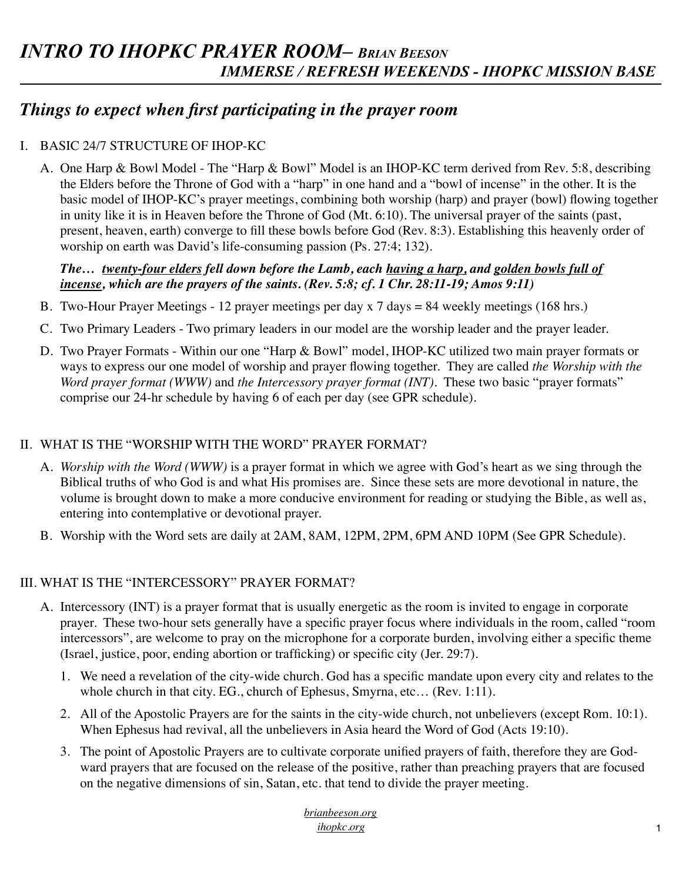# *INTRO TO IHOPKC PRAYER ROOM– Brian Beeson*
## *IMMERSE / REFRESH WEEKENDS - IHOPKC MISSION BASE*

## *Things to expect when first participating in the prayer room*

I. BASIC 24/7 STRUCTURE OF IHOP-KC

A. One Harp & Bowl Model - The "Harp & Bowl" Model is an IHOP-KC term derived from Rev. 5:8, describing the Elders before the Throne of God with a "harp" in one hand and a "bowl of incense" in the other. It is the basic model of IHOP-KC's prayer meetings, combining both worship (harp) and prayer (bowl) flowing together in unity like it is in Heaven before the Throne of God (Mt. 6:10). The universal prayer of the saints (past, present, heaven, earth) converge to fill these bowls before God (Rev. 8:3). Establishing this heavenly order of worship on earth was David's life-consuming passion (Ps. 27:4; 132).

***The… <u>twenty-four elders</u> fell down before the Lamb, each <u>having a harp</u>, and <u>golden bowls full of incense</u>, which are the prayers of the saints. (Rev. 5:8; cf. 1 Chr. 28:11-19; Amos 9:11)***

B. Two-Hour Prayer Meetings - 12 prayer meetings per day x 7 days = 84 weekly meetings (168 hrs.)

C. Two Primary Leaders - Two primary leaders in our model are the worship leader and the prayer leader.

D. Two Prayer Formats - Within our one "Harp & Bowl" model, IHOP-KC utilized two main prayer formats or ways to express our one model of worship and prayer flowing together. They are called *the Worship with the Word prayer format (WWW)* and *the Intercessory prayer format (INT)*. These two basic "prayer formats" comprise our 24-hr schedule by having 6 of each per day (see GPR schedule).

II. WHAT IS THE "WORSHIP WITH THE WORD" PRAYER FORMAT?

A. *Worship with the Word (WWW)* is a prayer format in which we agree with God's heart as we sing through the Biblical truths of who God is and what His promises are. Since these sets are more devotional in nature, the volume is brought down to make a more conducive environment for reading or studying the Bible, as well as, entering into contemplative or devotional prayer.

B. Worship with the Word sets are daily at 2AM, 8AM, 12PM, 2PM, 6PM AND 10PM (See GPR Schedule).

III. WHAT IS THE "INTERCESSORY" PRAYER FORMAT?

A. Intercessory (INT) is a prayer format that is usually energetic as the room is invited to engage in corporate prayer. These two-hour sets generally have a specific prayer focus where individuals in the room, called "room intercessors", are welcome to pray on the microphone for a corporate burden, involving either a specific theme (Israel, justice, poor, ending abortion or trafficking) or specific city (Jer. 29:7).

1. We need a revelation of the city-wide church. God has a specific mandate upon every city and relates to the whole church in that city. EG., church of Ephesus, Smyrna, etc… (Rev. 1:11).
2. All of the Apostolic Prayers are for the saints in the city-wide church, not unbelievers (except Rom. 10:1). When Ephesus had revival, all the unbelievers in Asia heard the Word of God (Acts 19:10).
3. The point of Apostolic Prayers are to cultivate corporate unified prayers of faith, therefore they are God-ward prayers that are focused on the release of the positive, rather than preaching prayers that are focused on the negative dimensions of sin, Satan, etc. that tend to divide the prayer meeting.

*brianbeeson.org*
*ihopkc.org*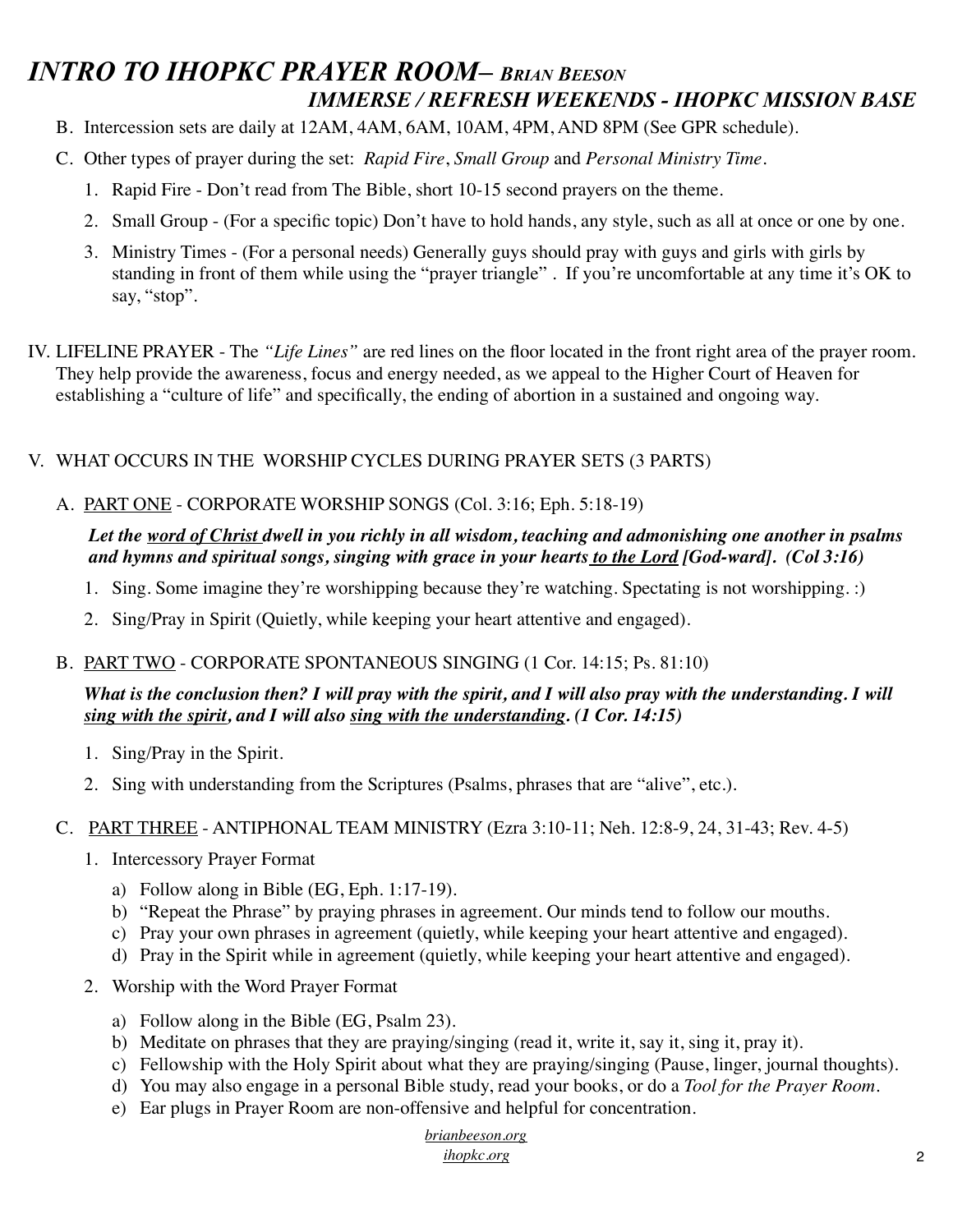# *INTRO TO IHOPKC PRAYER ROOM– Brian Beeson*

## *IMMERSE / REFRESH WEEKENDS - IHOPKC MISSION BASE*

B. Intercession sets are daily at 12AM, 4AM, 6AM, 10AM, 4PM, AND 8PM (See GPR schedule).

C. Other types of prayer during the set: *Rapid Fire*, *Small Group* and *Personal Ministry Time*.

1. Rapid Fire - Don't read from The Bible, short 10-15 second prayers on the theme.
2. Small Group - (For a specific topic) Don't have to hold hands, any style, such as all at once or one by one.
3. Ministry Times - (For a personal needs) Generally guys should pray with guys and girls with girls by standing in front of them while using the "prayer triangle" . If you're uncomfortable at any time it's OK to say, "stop".

IV. LIFELINE PRAYER - The *"Life Lines"* are red lines on the floor located in the front right area of the prayer room. They help provide the awareness, focus and energy needed, as we appeal to the Higher Court of Heaven for establishing a "culture of life" and specifically, the ending of abortion in a sustained and ongoing way.

V. WHAT OCCURS IN THE WORSHIP CYCLES DURING PRAYER SETS (3 PARTS)

A. PART ONE - CORPORATE WORSHIP SONGS (Col. 3:16; Eph. 5:18-19)

***Let the word of Christ dwell in you richly in all wisdom, teaching and admonishing one another in psalms and hymns and spiritual songs, singing with grace in your hearts to the Lord [God-ward]. (Col 3:16)***

1. Sing. Some imagine they're worshipping because they're watching. Spectating is not worshipping. :)
2. Sing/Pray in Spirit (Quietly, while keeping your heart attentive and engaged).

B. PART TWO - CORPORATE SPONTANEOUS SINGING (1 Cor. 14:15; Ps. 81:10)

***What is the conclusion then? I will pray with the spirit, and I will also pray with the understanding. I will sing with the spirit, and I will also sing with the understanding. (1 Cor. 14:15)***

1. Sing/Pray in the Spirit.
2. Sing with understanding from the Scriptures (Psalms, phrases that are "alive", etc.).

C. PART THREE - ANTIPHONAL TEAM MINISTRY (Ezra 3:10-11; Neh. 12:8-9, 24, 31-43; Rev. 4-5)

1. Intercessory Prayer Format
   a) Follow along in Bible (EG, Eph. 1:17-19).
   b) "Repeat the Phrase" by praying phrases in agreement. Our minds tend to follow our mouths.
   c) Pray your own phrases in agreement (quietly, while keeping your heart attentive and engaged).
   d) Pray in the Spirit while in agreement (quietly, while keeping your heart attentive and engaged).
2. Worship with the Word Prayer Format
   a) Follow along in the Bible (EG, Psalm 23).
   b) Meditate on phrases that they are praying/singing (read it, write it, say it, sing it, pray it).
   c) Fellowship with the Holy Spirit about what they are praying/singing (Pause, linger, journal thoughts).
   d) You may also engage in a personal Bible study, read your books, or do a *Tool for the Prayer Room*.
   e) Ear plugs in Prayer Room are non-offensive and helpful for concentration.

*brianbeeson.org*
*ihopkc.org*